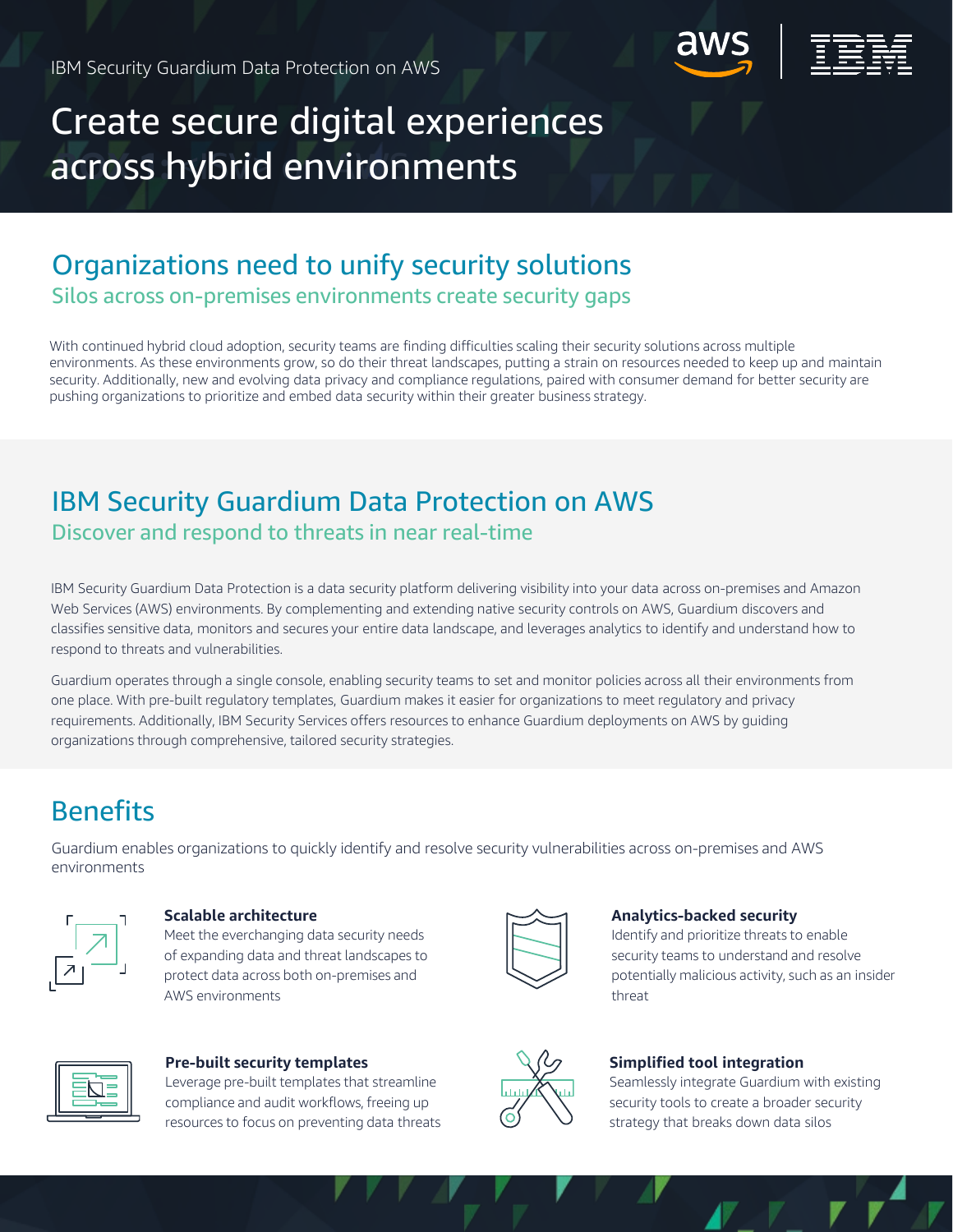IBM Security Guardium Data Protection on AWS

# Create secure digital experiences across hybrid environments

## Organizations need to unify security solutions

### Silos across on-premises environments create security gaps

With continued hybrid cloud adoption, security teams are finding difficulties scaling their security solutions across multiple environments. As these environments grow, so do their threat landscapes, putting a strain on resources needed to keep up and maintain security. Additionally, new and evolving data privacy and compliance regulations, paired with consumer demand for better security are pushing organizations to prioritize and embed data security within their greater business strategy.

## IBM Security Guardium Data Protection on AWS

### Discover and respond to threats in near real-time

IBM Security Guardium Data Protection is a data security platform delivering visibility into your data across on-premises and Amazon Web Services (AWS) environments. By complementing and extending native security controls on AWS, Guardium discovers and classifies sensitive data, monitors and secures your entire data landscape, and leverages analytics to identify and understand how to respond to threats and vulnerabilities.

Guardium operates through a single console, enabling security teams to set and monitor policies across all their environments from one place. With pre-built regulatory templates, Guardium makes it easier for organizations to meet regulatory and privacy requirements. Additionally, IBM Security Services offers resources to enhance Guardium deployments on AWS by guiding organizations through comprehensive, tailored security strategies.

## Benefits

Guardium enables organizations to quickly identify and resolve security vulnerabilities across on-premises and AWS environments

**Scalable architecture**
Meet the everchanging data security needs of expanding data and threat landscapes to protect data across both on-premises and AWS environments

**Analytics-backed security**
Identify and prioritize threats to enable security teams to understand and resolve potentially malicious activity, such as an insider threat

**Pre-built security templates**
Leverage pre-built templates that streamline compliance and audit workflows, freeing up resources to focus on preventing data threats

**Simplified tool integration**
Seamlessly integrate Guardium with existing security tools to create a broader security strategy that breaks down data silos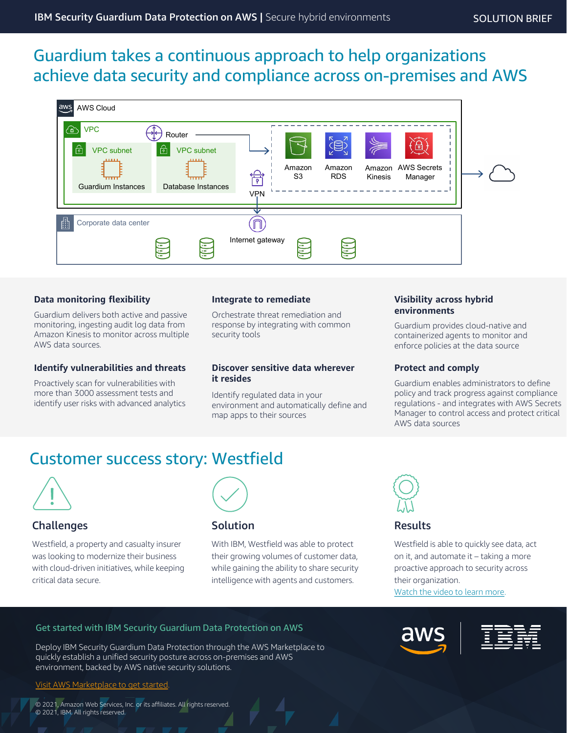# Guardium takes a continuous approach to help organizations achieve data security and compliance across on-premises and AWS

AWS Cloud
VPC
Router
VPC subnet
Guardium Instances
VPC subnet
Database Instances
Amazon S3
Amazon RDS
Amazon Kinesis
AWS Secrets Manager
VPN
Corporate data center
Internet gateway

### Data monitoring flexibility

Guardium delivers both active and passive monitoring, ingesting audit log data from Amazon Kinesis to monitor across multiple AWS data sources.

### Integrate to remediate

Orchestrate threat remediation and response by integrating with common security tools

### Visibility across hybrid environments

Guardium provides cloud-native and containerized agents to monitor and enforce policies at the data source

### Identify vulnerabilities and threats

Proactively scan for vulnerabilities with more than 3000 assessment tests and identify user risks with advanced analytics

### Discover sensitive data wherever it resides

Identify regulated data in your environment and automatically define and map apps to their sources

### Protect and comply

Guardium enables administrators to define policy and track progress against compliance regulations - and integrates with AWS Secrets Manager to control access and protect critical AWS data sources

## Customer success story: Westfield

### Challenges

Westfield, a property and casualty insurer was looking to modernize their business with cloud-driven initiatives, while keeping critical data secure.

### Solution

With IBM, Westfield was able to protect their growing volumes of customer data, while gaining the ability to share security intelligence with agents and customers.

### Results

Westfield is able to quickly see data, act on it, and automate it – taking a more proactive approach to security across their organization.
[Watch the video to learn more.]

## Get started with IBM Security Guardium Data Protection on AWS

Deploy IBM Security Guardium Data Protection through the AWS Marketplace to quickly establish a unified security posture across on-premises and AWS environment, backed by AWS native security solutions.

[Visit AWS Marketplace to get started.]

© 2021, Amazon Web Services, Inc. or its affiliates. All rights reserved.
© 2021, IBM. All rights reserved.